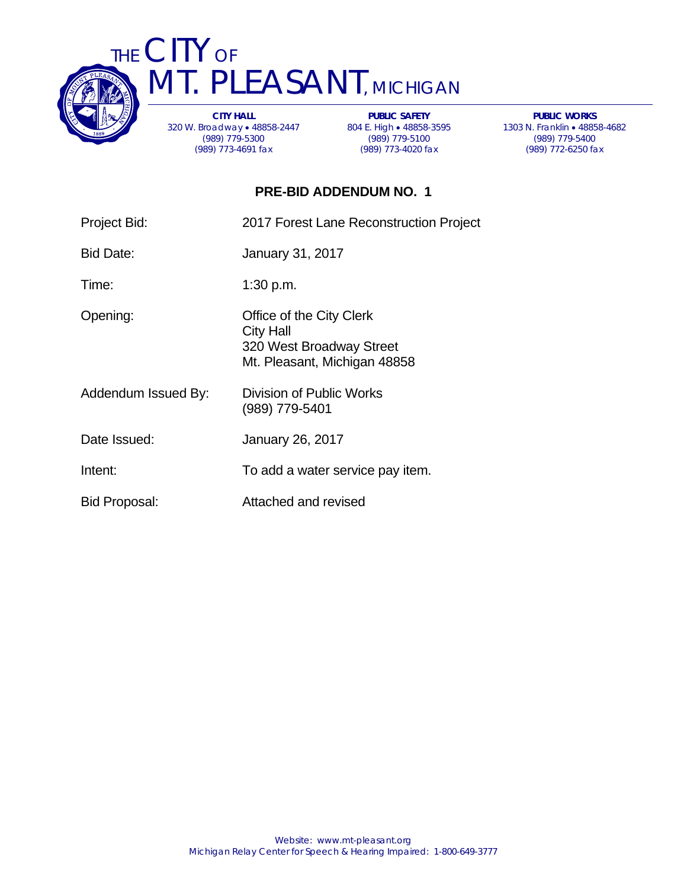# THE CITY OF MT. PLEASANT, MICHIGAN

**CITY HALL**
320 W. Broadway • 48858-2447
(989) 779-5300
(989) 773-4691 fax

**PUBLIC SAFETY**
804 E. High • 48858-3595
(989) 779-5100
(989) 773-4020 fax

**PUBLIC WORKS**
1303 N. Franklin • 48858-4682
(989) 779-5400
(989) 772-6250 fax

## PRE-BID ADDENDUM NO. 1

| | |
|---|---|
| Project Bid: | 2017 Forest Lane Reconstruction Project |
| Bid Date: | January 31, 2017 |
| Time: | 1:30 p.m. |
| Opening: | Office of the City Clerk<br>City Hall<br>320 West Broadway Street<br>Mt. Pleasant, Michigan 48858 |
| Addendum Issued By: | Division of Public Works<br>(989) 779-5401 |
| Date Issued: | January 26, 2017 |
| Intent: | To add a water service pay item. |
| Bid Proposal: | Attached and revised |

Website: www.mt-pleasant.org
Michigan Relay Center for Speech & Hearing Impaired: 1-800-649-3777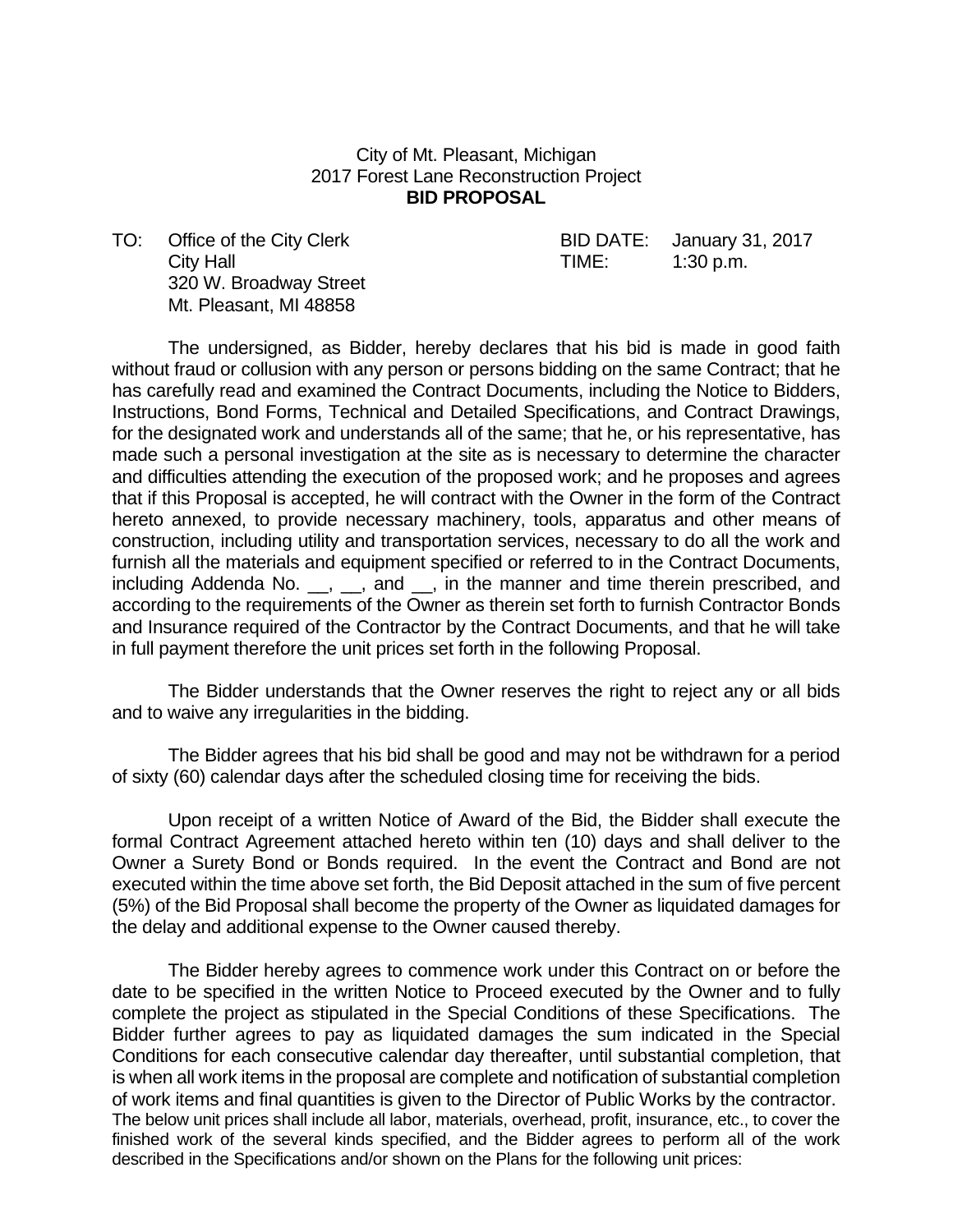City of Mt. Pleasant, Michigan
2017 Forest Lane Reconstruction Project
**BID PROPOSAL**

TO: Office of the City Clerk
City Hall
320 W. Broadway Street
Mt. Pleasant, MI 48858

BID DATE: January 31, 2017
TIME: 1:30 p.m.

The undersigned, as Bidder, hereby declares that his bid is made in good faith without fraud or collusion with any person or persons bidding on the same Contract; that he has carefully read and examined the Contract Documents, including the Notice to Bidders, Instructions, Bond Forms, Technical and Detailed Specifications, and Contract Drawings, for the designated work and understands all of the same; that he, or his representative, has made such a personal investigation at the site as is necessary to determine the character and difficulties attending the execution of the proposed work; and he proposes and agrees that if this Proposal is accepted, he will contract with the Owner in the form of the Contract hereto annexed, to provide necessary machinery, tools, apparatus and other means of construction, including utility and transportation services, necessary to do all the work and furnish all the materials and equipment specified or referred to in the Contract Documents, including Addenda No. __, __, and __, in the manner and time therein prescribed, and according to the requirements of the Owner as therein set forth to furnish Contractor Bonds and Insurance required of the Contractor by the Contract Documents, and that he will take in full payment therefore the unit prices set forth in the following Proposal.

The Bidder understands that the Owner reserves the right to reject any or all bids and to waive any irregularities in the bidding.

The Bidder agrees that his bid shall be good and may not be withdrawn for a period of sixty (60) calendar days after the scheduled closing time for receiving the bids.

Upon receipt of a written Notice of Award of the Bid, the Bidder shall execute the formal Contract Agreement attached hereto within ten (10) days and shall deliver to the Owner a Surety Bond or Bonds required. In the event the Contract and Bond are not executed within the time above set forth, the Bid Deposit attached in the sum of five percent (5%) of the Bid Proposal shall become the property of the Owner as liquidated damages for the delay and additional expense to the Owner caused thereby.

The Bidder hereby agrees to commence work under this Contract on or before the date to be specified in the written Notice to Proceed executed by the Owner and to fully complete the project as stipulated in the Special Conditions of these Specifications. The Bidder further agrees to pay as liquidated damages the sum indicated in the Special Conditions for each consecutive calendar day thereafter, until substantial completion, that is when all work items in the proposal are complete and notification of substantial completion of work items and final quantities is given to the Director of Public Works by the contractor. The below unit prices shall include all labor, materials, overhead, profit, insurance, etc., to cover the finished work of the several kinds specified, and the Bidder agrees to perform all of the work described in the Specifications and/or shown on the Plans for the following unit prices: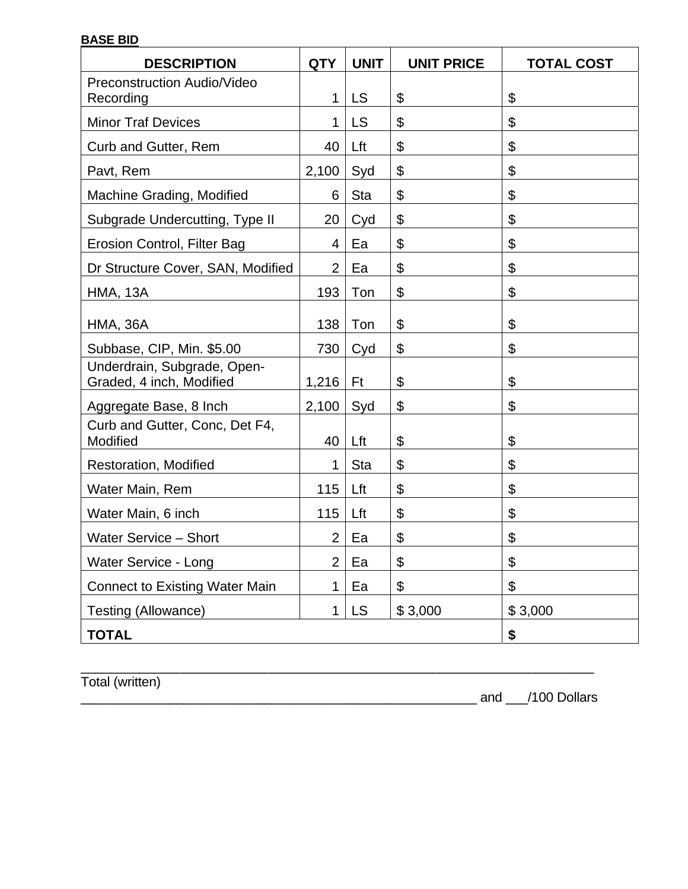**BASE BID**

| DESCRIPTION | QTY | UNIT | UNIT PRICE | TOTAL COST |
|---|---|---|---|---|
| Preconstruction Audio/Video Recording | 1 | LS | $ | $ |
| Minor Traf Devices | 1 | LS | $ | $ |
| Curb and Gutter, Rem | 40 | Lft | $ | $ |
| Pavt, Rem | 2,100 | Syd | $ | $ |
| Machine Grading, Modified | 6 | Sta | $ | $ |
| Subgrade Undercutting, Type II | 20 | Cyd | $ | $ |
| Erosion Control, Filter Bag | 4 | Ea | $ | $ |
| Dr Structure Cover, SAN, Modified | 2 | Ea | $ | $ |
| HMA, 13A | 193 | Ton | $ | $ |
| HMA, 36A | 138 | Ton | $ | $ |
| Subbase, CIP, Min. $5.00 | 730 | Cyd | $ | $ |
| Underdrain, Subgrade, Open-Graded, 4 inch, Modified | 1,216 | Ft | $ | $ |
| Aggregate Base, 8 Inch | 2,100 | Syd | $ | $ |
| Curb and Gutter, Conc, Det F4, Modified | 40 | Lft | $ | $ |
| Restoration, Modified | 1 | Sta | $ | $ |
| Water Main, Rem | 115 | Lft | $ | $ |
| Water Main, 6 inch | 115 | Lft | $ | $ |
| Water Service – Short | 2 | Ea | $ | $ |
| Water Service - Long | 2 | Ea | $ | $ |
| Connect to Existing Water Main | 1 | Ea | $ | $ |
| Testing (Allowance) | 1 | LS | $ 3,000 | $ 3,000 |
| **TOTAL** | | | | **$** |

________________________________________________________________________

Total (written)

________________________________________________________ and ___/100 Dollars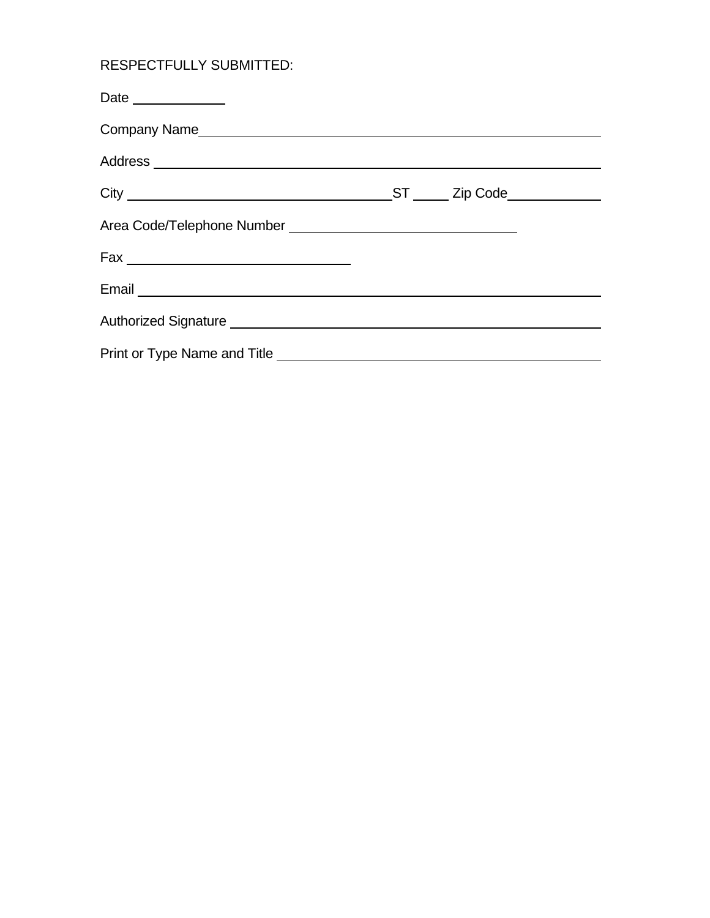RESPECTFULLY SUBMITTED:

Date ____________

Company Name____________________________________________________

Address _________________________________________________________

City ________________________________ST _____ Zip Code____________

Area Code/Telephone Number ______________________________

Fax ______________________________

Email ___________________________________________________________

Authorized Signature ______________________________________________

Print or Type Name and Title ______________________________________